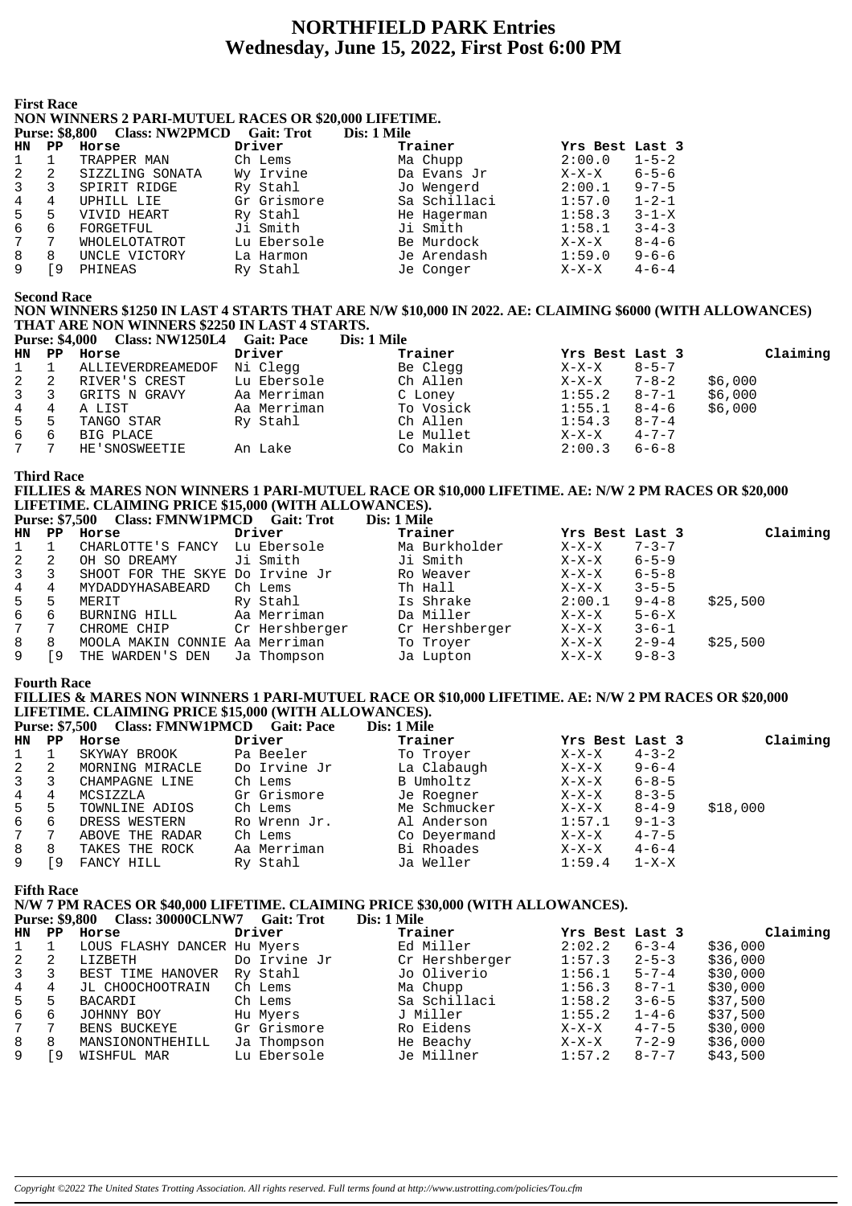# NORTHFIELD PARK Entries
## Wednesday, June 15, 2022, First Post 6:00 PM

### First Race

**NON WINNERS 2 PARI-MUTUEL RACES OR $20,000 LIFETIME.**

**Purse: $8,800  Class: NW2PMCD  Gait: Trot  Dis: 1 Mile**

| HN | PP | Horse | Driver | Trainer | Yrs Best | Last 3 |
|---|---|---|---|---|---|---|
| 1 | 1 | TRAPPER MAN | Ch Lems | Ma Chupp | 2:00.0 | 1-5-2 |
| 2 | 2 | SIZZLING SONATA | Wy Irvine | Da Evans Jr | X-X-X | 6-5-6 |
| 3 | 3 | SPIRIT RIDGE | Ry Stahl | Jo Wengerd | 2:00.1 | 9-7-5 |
| 4 | 4 | UPHILL LIE | Gr Grismore | Sa Schillaci | 1:57.0 | 1-2-1 |
| 5 | 5 | VIVID HEART | Ry Stahl | He Hagerman | 1:58.3 | 3-1-X |
| 6 | 6 | FORGETFUL | Ji Smith | Ji Smith | 1:58.1 | 3-4-3 |
| 7 | 7 | WHOLELOTATROT | Lu Ebersole | Be Murdock | X-X-X | 8-4-6 |
| 8 | 8 | UNCLE VICTORY | La Harmon | Je Arendash | 1:59.0 | 9-6-6 |
| 9 | [9 | PHINEAS | Ry Stahl | Je Conger | X-X-X | 4-6-4 |

### Second Race

**NON WINNERS $1250 IN LAST 4 STARTS THAT ARE N/W $10,000 IN 2022. AE: CLAIMING $6000 (WITH ALLOWANCES) THAT ARE NON WINNERS $2250 IN LAST 4 STARTS.**

**Purse: $4,000  Class: NW1250L4  Gait: Pace  Dis: 1 Mile**

| HN | PP | Horse | Driver | Trainer | Yrs Best | Last 3 | Claiming |
|---|---|---|---|---|---|---|---|
| 1 | 1 | ALLIEVERDREAMEDOF | Ni Clegg | Be Clegg | X-X-X | 8-5-7 | |
| 2 | 2 | RIVER'S CREST | Lu Ebersole | Ch Allen | X-X-X | 7-8-2 | $6,000 |
| 3 | 3 | GRITS N GRAVY | Aa Merriman | C Loney | 1:55.2 | 8-7-1 | $6,000 |
| 4 | 4 | A LIST | Aa Merriman | To Vosick | 1:55.1 | 8-4-6 | $6,000 |
| 5 | 5 | TANGO STAR | Ry Stahl | Ch Allen | 1:54.3 | 8-7-4 | |
| 6 | 6 | BIG PLACE | | Le Mullet | X-X-X | 4-7-7 | |
| 7 | 7 | HE'SNOSWEETIE | An Lake | Co Makin | 2:00.3 | 6-6-8 | |

### Third Race

**FILLIES & MARES NON WINNERS 1 PARI-MUTUEL RACE OR $10,000 LIFETIME. AE: N/W 2 PM RACES OR $20,000 LIFETIME. CLAIMING PRICE $15,000 (WITH ALLOWANCES).**

**Purse: $7,500  Class: FMNW1PMCD  Gait: Trot  Dis: 1 Mile**

| HN | PP | Horse | Driver | Trainer | Yrs Best | Last 3 | Claiming |
|---|---|---|---|---|---|---|---|
| 1 | 1 | CHARLOTTE'S FANCY | Lu Ebersole | Ma Burkholder | X-X-X | 7-3-7 | |
| 2 | 2 | OH SO DREAMY | Ji Smith | Ji Smith | X-X-X | 6-5-9 | |
| 3 | 3 | SHOOT FOR THE SKYE | Do Irvine Jr | Ro Weaver | X-X-X | 6-5-8 | |
| 4 | 4 | MYDADDYHASABEARD | Ch Lems | Th Hall | X-X-X | 3-5-5 | |
| 5 | 5 | MERIT | Ry Stahl | Is Shrake | 2:00.1 | 9-4-8 | $25,500 |
| 6 | 6 | BURNING HILL | Aa Merriman | Da Miller | X-X-X | 5-6-X | |
| 7 | 7 | CHROME CHIP | Cr Hershberger | Cr Hershberger | X-X-X | 3-6-1 | |
| 8 | 8 | MOOLA MAKIN CONNIE | Aa Merriman | To Troyer | X-X-X | 2-9-4 | $25,500 |
| 9 | [9 | THE WARDEN'S DEN | Ja Thompson | Ja Lupton | X-X-X | 9-8-3 | |

### Fourth Race

**FILLIES & MARES NON WINNERS 1 PARI-MUTUEL RACE OR $10,000 LIFETIME. AE: N/W 2 PM RACES OR $20,000 LIFETIME. CLAIMING PRICE $15,000 (WITH ALLOWANCES).**

**Purse: $7,500  Class: FMNW1PMCD  Gait: Pace  Dis: 1 Mile**

| HN | PP | Horse | Driver | Trainer | Yrs Best | Last 3 | Claiming |
|---|---|---|---|---|---|---|---|
| 1 | 1 | SKYWAY BROOK | Pa Beeler | To Troyer | X-X-X | 4-3-2 | |
| 2 | 2 | MORNING MIRACLE | Do Irvine Jr | La Clabaugh | X-X-X | 9-6-4 | |
| 3 | 3 | CHAMPAGNE LINE | Ch Lems | B Umholtz | X-X-X | 6-8-5 | |
| 4 | 4 | MCSIZZLA | Gr Grismore | Je Roegner | X-X-X | 8-3-5 | |
| 5 | 5 | TOWNLINE ADIOS | Ch Lems | Me Schmucker | X-X-X | 8-4-9 | $18,000 |
| 6 | 6 | DRESS WESTERN | Ro Wrenn Jr. | Al Anderson | 1:57.1 | 9-1-3 | |
| 7 | 7 | ABOVE THE RADAR | Ch Lems | Co Deyermand | X-X-X | 4-7-5 | |
| 8 | 8 | TAKES THE ROCK | Aa Merriman | Bi Rhoades | X-X-X | 4-6-4 | |
| 9 | [9 | FANCY HILL | Ry Stahl | Ja Weller | 1:59.4 | 1-X-X | |

### Fifth Race

**N/W 7 PM RACES OR $40,000 LIFETIME. CLAIMING PRICE $30,000 (WITH ALLOWANCES).**

**Purse: $9,800  Class: 30000CLNW7  Gait: Trot  Dis: 1 Mile**

| HN | PP | Horse | Driver | Trainer | Yrs Best | Last 3 | Claiming |
|---|---|---|---|---|---|---|---|
| 1 | 1 | LOUS FLASHY DANCER | Hu Myers | Ed Miller | 2:02.2 | 6-3-4 | $36,000 |
| 2 | 2 | LIZBETH | Do Irvine Jr | Cr Hershberger | 1:57.3 | 2-5-3 | $36,000 |
| 3 | 3 | BEST TIME HANOVER | Ry Stahl | Jo Oliverio | 1:56.1 | 5-7-4 | $30,000 |
| 4 | 4 | JL CHOOCHOOTRAIN | Ch Lems | Ma Chupp | 1:56.3 | 8-7-1 | $30,000 |
| 5 | 5 | BACARDI | Ch Lems | Sa Schillaci | 1:58.2 | 3-6-5 | $37,500 |
| 6 | 6 | JOHNNY BOY | Hu Myers | J Miller | 1:55.2 | 1-4-6 | $37,500 |
| 7 | 7 | BENS BUCKEYE | Gr Grismore | Ro Eidens | X-X-X | 4-7-5 | $30,000 |
| 8 | 8 | MANSIONONTHEHILL | Ja Thompson | He Beachy | X-X-X | 7-2-9 | $36,000 |
| 9 | [9 | WISHFUL MAR | Lu Ebersole | Je Millner | 1:57.2 | 8-7-7 | $43,500 |

*Copyright ©2022 The United States Trotting Association. All rights reserved. Full terms found at http://www.ustrotting.com/policies/Tou.cfm*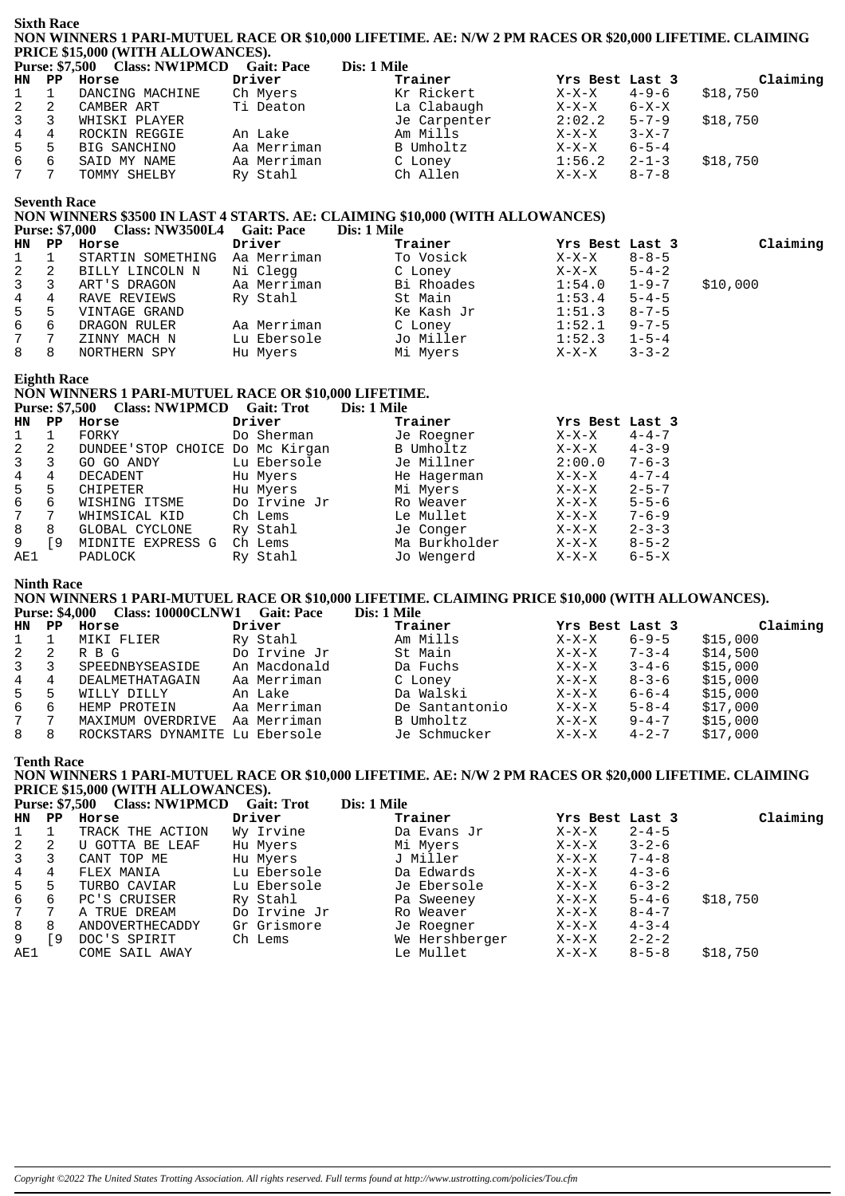## Sixth Race

**NON WINNERS 1 PARI-MUTUEL RACE OR $10,000 LIFETIME. AE: N/W 2 PM RACES OR $20,000 LIFETIME. CLAIMING PRICE $15,000 (WITH ALLOWANCES).**

**Purse: $7,500 Class: NW1PMCD Gait: Pace Dis: 1 Mile**

| HN | PP | Horse | Driver | Trainer | Yrs Best | Last 3 | Claiming |
|---|---|---|---|---|---|---|---|
| 1 | 1 | DANCING MACHINE | Ch Myers | Kr Rickert | X-X-X | 4-9-6 | $18,750 |
| 2 | 2 | CAMBER ART | Ti Deaton | La Clabaugh | X-X-X | 6-X-X | |
| 3 | 3 | WHISKI PLAYER | | Je Carpenter | 2:02.2 | 5-7-9 | $18,750 |
| 4 | 4 | ROCKIN REGGIE | An Lake | Am Mills | X-X-X | 3-X-7 | |
| 5 | 5 | BIG SANCHINO | Aa Merriman | B Umholtz | X-X-X | 6-5-4 | |
| 6 | 6 | SAID MY NAME | Aa Merriman | C Loney | 1:56.2 | 2-1-3 | $18,750 |
| 7 | 7 | TOMMY SHELBY | Ry Stahl | Ch Allen | X-X-X | 8-7-8 | |

## Seventh Race

**NON WINNERS $3500 IN LAST 4 STARTS. AE: CLAIMING $10,000 (WITH ALLOWANCES)**

**Purse: $7,000 Class: NW3500L4 Gait: Pace Dis: 1 Mile**

| HN | PP | Horse | Driver | Trainer | Yrs Best | Last 3 | Claiming |
|---|---|---|---|---|---|---|---|
| 1 | 1 | STARTIN SOMETHING | Aa Merriman | To Vosick | X-X-X | 8-8-5 | |
| 2 | 2 | BILLY LINCOLN N | Ni Clegg | C Loney | X-X-X | 5-4-2 | |
| 3 | 3 | ART'S DRAGON | Aa Merriman | Bi Rhoades | 1:54.0 | 1-9-7 | $10,000 |
| 4 | 4 | RAVE REVIEWS | Ry Stahl | St Main | 1:53.4 | 5-4-5 | |
| 5 | 5 | VINTAGE GRAND | | Ke Kash Jr | 1:51.3 | 8-7-5 | |
| 6 | 6 | DRAGON RULER | Aa Merriman | C Loney | 1:52.1 | 9-7-5 | |
| 7 | 7 | ZINNY MACH N | Lu Ebersole | Jo Miller | 1:52.3 | 1-5-4 | |
| 8 | 8 | NORTHERN SPY | Hu Myers | Mi Myers | X-X-X | 3-3-2 | |

## Eighth Race

**NON WINNERS 1 PARI-MUTUEL RACE OR $10,000 LIFETIME.**

**Purse: $7,500 Class: NW1PMCD Gait: Trot Dis: 1 Mile**

| HN | PP | Horse | Driver | Trainer | Yrs Best | Last 3 |
|---|---|---|---|---|---|---|
| 1 | 1 | FORKY | Do Sherman | Je Roegner | X-X-X | 4-4-7 |
| 2 | 2 | DUNDEE'STOP CHOICE | Do Mc Kirgan | B Umholtz | X-X-X | 4-3-9 |
| 3 | 3 | GO GO ANDY | Lu Ebersole | Je Millner | 2:00.0 | 7-6-3 |
| 4 | 4 | DECADENT | Hu Myers | He Hagerman | X-X-X | 4-7-4 |
| 5 | 5 | CHIPETER | Hu Myers | Mi Myers | X-X-X | 2-5-7 |
| 6 | 6 | WISHING ITSME | Do Irvine Jr | Ro Weaver | X-X-X | 5-5-6 |
| 7 | 7 | WHIMSICAL KID | Ch Lems | Le Mullet | X-X-X | 7-6-9 |
| 8 | 8 | GLOBAL CYCLONE | Ry Stahl | Je Conger | X-X-X | 2-3-3 |
| 9 | [9 | MIDNITE EXPRESS G | Ch Lems | Ma Burkholder | X-X-X | 8-5-2 |
| AE1 | | PADLOCK | Ry Stahl | Jo Wengerd | X-X-X | 6-5-X |

## Ninth Race

**NON WINNERS 1 PARI-MUTUEL RACE OR $10,000 LIFETIME. CLAIMING PRICE $10,000 (WITH ALLOWANCES).**

**Purse: $4,000 Class: 10000CLNW1 Gait: Pace Dis: 1 Mile**

| HN | PP | Horse | Driver | Trainer | Yrs Best | Last 3 | Claiming |
|---|---|---|---|---|---|---|---|
| 1 | 1 | MIKI FLIER | Ry Stahl | Am Mills | X-X-X | 6-9-5 | $15,000 |
| 2 | 2 | R B G | Do Irvine Jr | St Main | X-X-X | 7-3-4 | $14,500 |
| 3 | 3 | SPEEDNBYSEASIDE | An Macdonald | Da Fuchs | X-X-X | 3-4-6 | $15,000 |
| 4 | 4 | DEALMETHATAGAIN | Aa Merriman | C Loney | X-X-X | 8-3-6 | $15,000 |
| 5 | 5 | WILLY DILLY | An Lake | Da Walski | X-X-X | 6-6-4 | $15,000 |
| 6 | 6 | HEMP PROTEIN | Aa Merriman | De Santantonio | X-X-X | 5-8-4 | $17,000 |
| 7 | 7 | MAXIMUM OVERDRIVE | Aa Merriman | B Umholtz | X-X-X | 9-4-7 | $15,000 |
| 8 | 8 | ROCKSTARS DYNAMITE | Lu Ebersole | Je Schmucker | X-X-X | 4-2-7 | $17,000 |

## Tenth Race

**NON WINNERS 1 PARI-MUTUEL RACE OR $10,000 LIFETIME. AE: N/W 2 PM RACES OR $20,000 LIFETIME. CLAIMING PRICE $15,000 (WITH ALLOWANCES).**

**Purse: $7,500 Class: NW1PMCD Gait: Trot Dis: 1 Mile**

| HN | PP | Horse | Driver | Trainer | Yrs Best | Last 3 | Claiming |
|---|---|---|---|---|---|---|---|
| 1 | 1 | TRACK THE ACTION | Wy Irvine | Da Evans Jr | X-X-X | 2-4-5 | |
| 2 | 2 | U GOTTA BE LEAF | Hu Myers | Mi Myers | X-X-X | 3-2-6 | |
| 3 | 3 | CANT TOP ME | Hu Myers | J Miller | X-X-X | 7-4-8 | |
| 4 | 4 | FLEX MANIA | Lu Ebersole | Da Edwards | X-X-X | 4-3-6 | |
| 5 | 5 | TURBO CAVIAR | Lu Ebersole | Je Ebersole | X-X-X | 6-3-2 | |
| 6 | 6 | PC'S CRUISER | Ry Stahl | Pa Sweeney | X-X-X | 5-4-6 | $18,750 |
| 7 | 7 | A TRUE DREAM | Do Irvine Jr | Ro Weaver | X-X-X | 8-4-7 | |
| 8 | 8 | ANDOVERTHECADDY | Gr Grismore | Je Roegner | X-X-X | 4-3-4 | |
| 9 | [9 | DOC'S SPIRIT | Ch Lems | We Hershberger | X-X-X | 2-2-2 | |
| AE1 | | COME SAIL AWAY | | Le Mullet | X-X-X | 8-5-8 | $18,750 |

*Copyright ©2022 The United States Trotting Association. All rights reserved. Full terms found at http://www.ustrotting.com/policies/Tou.cfm*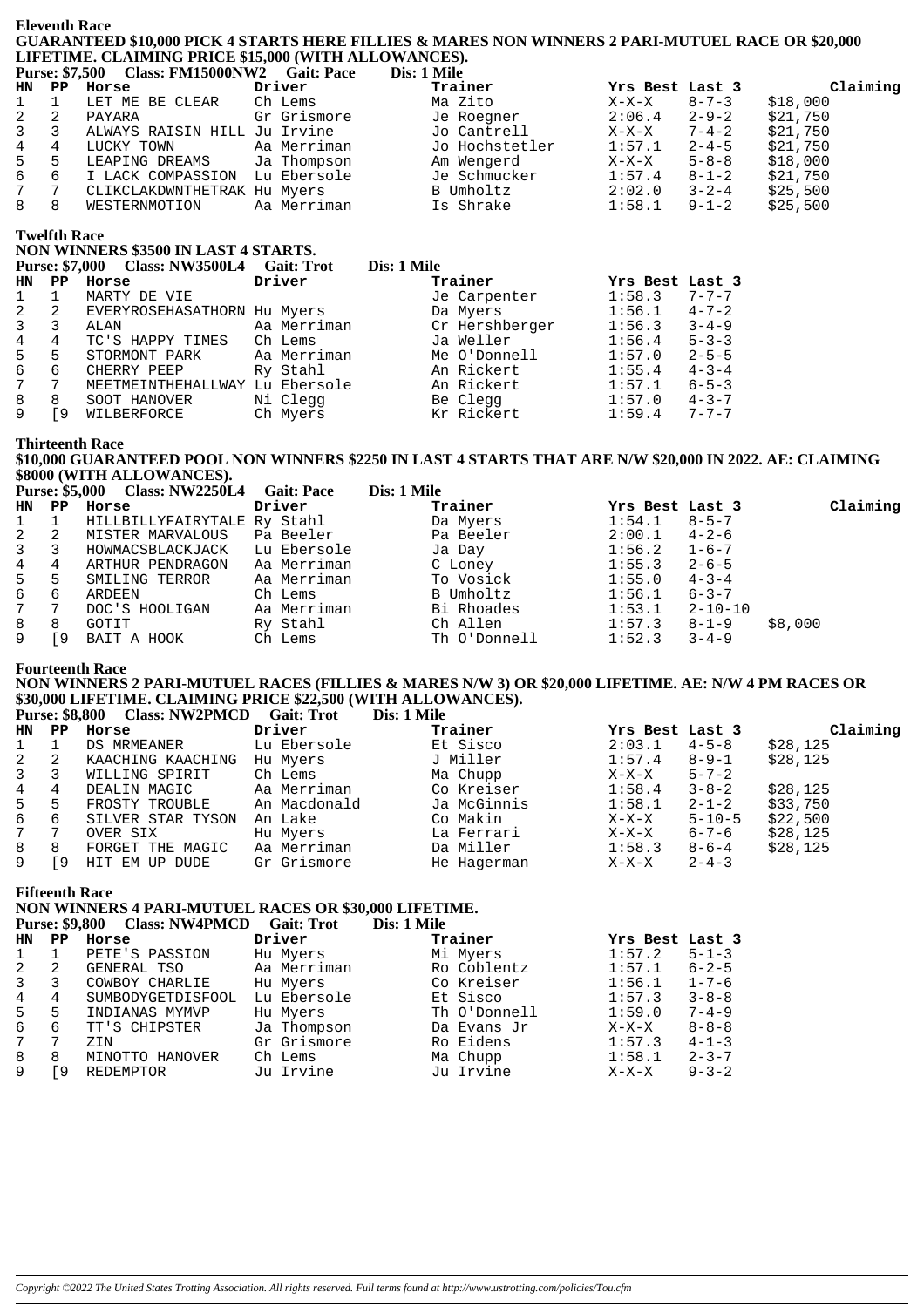## Eleventh Race

**GUARANTEED $10,000 PICK 4 STARTS HERE FILLIES & MARES NON WINNERS 2 PARI-MUTUEL RACE OR $20,000 LIFETIME. CLAIMING PRICE $15,000 (WITH ALLOWANCES).**

**Purse: $7,500 Class: FM15000NW2 Gait: Pace Dis: 1 Mile**

| HN | PP | Horse | Driver | Trainer | Yrs Best | Last 3 | Claiming |
|---|---|---|---|---|---|---|---|
| 1 | 1 | LET ME BE CLEAR | Ch Lems | Ma Zito | X-X-X | 8-7-3 | $18,000 |
| 2 | 2 | PAYARA | Gr Grismore | Je Roegner | 2:06.4 | 2-9-2 | $21,750 |
| 3 | 3 | ALWAYS RAISIN HILL | Ju Irvine | Jo Cantrell | X-X-X | 7-4-2 | $21,750 |
| 4 | 4 | LUCKY TOWN | Aa Merriman | Jo Hochstetler | 1:57.1 | 2-4-5 | $21,750 |
| 5 | 5 | LEAPING DREAMS | Ja Thompson | Am Wengerd | X-X-X | 5-8-8 | $18,000 |
| 6 | 6 | I LACK COMPASSION | Lu Ebersole | Je Schmucker | 1:57.4 | 8-1-2 | $21,750 |
| 7 | 7 | CLIKCLAKDWNTHETRAK | Hu Myers | B Umholtz | 2:02.0 | 3-2-4 | $25,500 |
| 8 | 8 | WESTERNMOTION | Aa Merriman | Is Shrake | 1:58.1 | 9-1-2 | $25,500 |

## Twelfth Race

**NON WINNERS $3500 IN LAST 4 STARTS.**

**Purse: $7,000 Class: NW3500L4 Gait: Trot Dis: 1 Mile**

| HN | PP | Horse | Driver | Trainer | Yrs Best | Last 3 |
|---|---|---|---|---|---|---|
| 1 | 1 | MARTY DE VIE | | Je Carpenter | 1:58.3 | 7-7-7 |
| 2 | 2 | EVERYROSEHASATHORN | Hu Myers | Da Myers | 1:56.1 | 4-7-2 |
| 3 | 3 | ALAN | Aa Merriman | Cr Hershberger | 1:56.3 | 3-4-9 |
| 4 | 4 | TC'S HAPPY TIMES | Ch Lems | Ja Weller | 1:56.4 | 5-3-3 |
| 5 | 5 | STORMONT PARK | Aa Merriman | Me O'Donnell | 1:57.0 | 2-5-5 |
| 6 | 6 | CHERRY PEEP | Ry Stahl | An Rickert | 1:55.4 | 4-3-4 |
| 7 | 7 | MEETMEINTHEHALLWAY | Lu Ebersole | An Rickert | 1:57.1 | 6-5-3 |
| 8 | 8 | SOOT HANOVER | Ni Clegg | Be Clegg | 1:57.0 | 4-3-7 |
| 9 | [9 | WILBERFORCE | Ch Myers | Kr Rickert | 1:59.4 | 7-7-7 |

## Thirteenth Race

**$10,000 GUARANTEED POOL NON WINNERS $2250 IN LAST 4 STARTS THAT ARE N/W $20,000 IN 2022. AE: CLAIMING $8000 (WITH ALLOWANCES).**

**Purse: $5,000 Class: NW2250L4 Gait: Pace Dis: 1 Mile**

| HN | PP | Horse | Driver | Trainer | Yrs Best | Last 3 | Claiming |
|---|---|---|---|---|---|---|---|
| 1 | 1 | HILLBILLYFAIRYTALE | Ry Stahl | Da Myers | 1:54.1 | 8-5-7 | |
| 2 | 2 | MISTER MARVALOUS | Pa Beeler | Pa Beeler | 2:00.1 | 4-2-6 | |
| 3 | 3 | HOWMACSBLACKJACK | Lu Ebersole | Ja Day | 1:56.2 | 1-6-7 | |
| 4 | 4 | ARTHUR PENDRAGON | Aa Merriman | C Loney | 1:55.3 | 2-6-5 | |
| 5 | 5 | SMILING TERROR | Aa Merriman | To Vosick | 1:55.0 | 4-3-4 | |
| 6 | 6 | ARDEEN | Ch Lems | B Umholtz | 1:56.1 | 6-3-7 | |
| 7 | 7 | DOC'S HOOLIGAN | Aa Merriman | Bi Rhoades | 1:53.1 | 2-10-10 | |
| 8 | 8 | GOTIT | Ry Stahl | Ch Allen | 1:57.3 | 8-1-9 | $8,000 |
| 9 | [9 | BAIT A HOOK | Ch Lems | Th O'Donnell | 1:52.3 | 3-4-9 | |

## Fourteenth Race

**NON WINNERS 2 PARI-MUTUEL RACES (FILLIES & MARES N/W 3) OR $20,000 LIFETIME. AE: N/W 4 PM RACES OR $30,000 LIFETIME. CLAIMING PRICE $22,500 (WITH ALLOWANCES).**

**Purse: $8,800 Class: NW2PMCD Gait: Trot Dis: 1 Mile**

| HN | PP | Horse | Driver | Trainer | Yrs Best | Last 3 | Claiming |
|---|---|---|---|---|---|---|---|
| 1 | 1 | DS MRMEANER | Lu Ebersole | Et Sisco | 2:03.1 | 4-5-8 | $28,125 |
| 2 | 2 | KAACHING KAACHING | Hu Myers | J Miller | 1:57.4 | 8-9-1 | $28,125 |
| 3 | 3 | WILLING SPIRIT | Ch Lems | Ma Chupp | X-X-X | 5-7-2 | |
| 4 | 4 | DEALIN MAGIC | Aa Merriman | Co Kreiser | 1:58.4 | 3-8-2 | $28,125 |
| 5 | 5 | FROSTY TROUBLE | An Macdonald | Ja McGinnis | 1:58.1 | 2-1-2 | $33,750 |
| 6 | 6 | SILVER STAR TYSON | An Lake | Co Makin | X-X-X | 5-10-5 | $22,500 |
| 7 | 7 | OVER SIX | Hu Myers | La Ferrari | X-X-X | 6-7-6 | $28,125 |
| 8 | 8 | FORGET THE MAGIC | Aa Merriman | Da Miller | 1:58.3 | 8-6-4 | $28,125 |
| 9 | [9 | HIT EM UP DUDE | Gr Grismore | He Hagerman | X-X-X | 2-4-3 | |

## Fifteenth Race

**NON WINNERS 4 PARI-MUTUEL RACES OR $30,000 LIFETIME.**

**Purse: $9,800 Class: NW4PMCD Gait: Trot Dis: 1 Mile**

| HN | PP | Horse | Driver | Trainer | Yrs Best | Last 3 |
|---|---|---|---|---|---|---|
| 1 | 1 | PETE'S PASSION | Hu Myers | Mi Myers | 1:57.2 | 5-1-3 |
| 2 | 2 | GENERAL TSO | Aa Merriman | Ro Coblentz | 1:57.1 | 6-2-5 |
| 3 | 3 | COWBOY CHARLIE | Hu Myers | Co Kreiser | 1:56.1 | 1-7-6 |
| 4 | 4 | SUMBODYGETDISFOOL | Lu Ebersole | Et Sisco | 1:57.3 | 3-8-8 |
| 5 | 5 | INDIANAS MYMVP | Hu Myers | Th O'Donnell | 1:59.0 | 7-4-9 |
| 6 | 6 | TT'S CHIPSTER | Ja Thompson | Da Evans Jr | X-X-X | 8-8-8 |
| 7 | 7 | ZIN | Gr Grismore | Ro Eidens | 1:57.3 | 4-1-3 |
| 8 | 8 | MINOTTO HANOVER | Ch Lems | Ma Chupp | 1:58.1 | 2-3-7 |
| 9 | [9 | REDEMPTOR | Ju Irvine | Ju Irvine | X-X-X | 9-3-2 |

*Copyright ©2022 The United States Trotting Association. All rights reserved. Full terms found at http://www.ustrotting.com/policies/Tou.cfm*